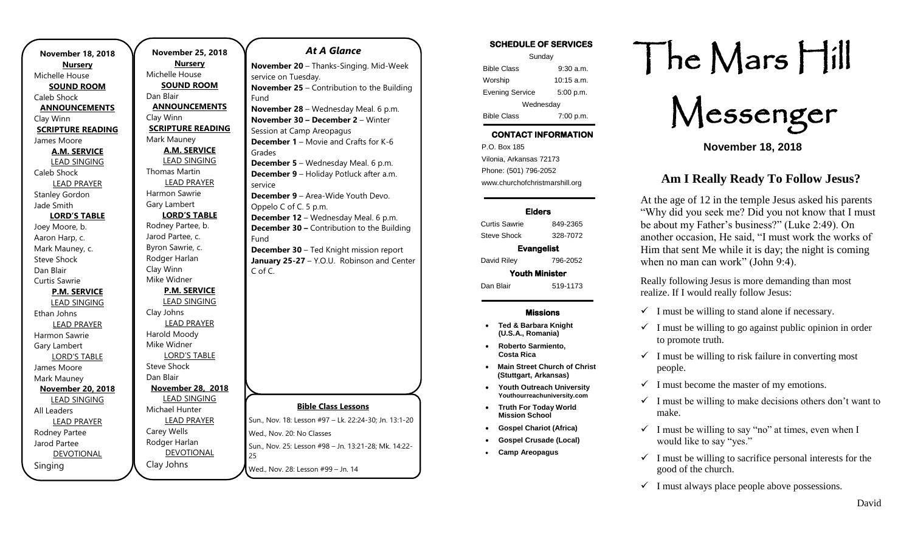**November 18, 2018**

**Nursery**
Michelle House

**SOUND ROOM**
Caleb Shock

**ANNOUNCEMENTS**
Clay Winn

**SCRIPTURE READING**
James Moore

**A.M. SERVICE**

LEAD SINGING
Caleb Shock

LEAD PRAYER
Stanley Gordon
Jade Smith

**LORD'S TABLE**
Joey Moore, b.
Aaron Harp, c.
Mark Mauney, c.
Steve Shock
Dan Blair
Curtis Sawrie

**P.M. SERVICE**

LEAD SINGING
Ethan Johns

LEAD PRAYER
Harmon Sawrie
Gary Lambert

LORD'S TABLE
James Moore
Mark Mauney

**November 20, 2018**

LEAD SINGING
All Leaders

LEAD PRAYER
Rodney Partee
Jarod Partee

DEVOTIONAL
Singing

**November 25, 2018**

**Nursery**
Michelle House

**SOUND ROOM**
Dan Blair

**ANNOUNCEMENTS**
Clay Winn

**SCRIPTURE READING**
Mark Mauney

**A.M. SERVICE**

LEAD SINGING
Thomas Martin

LEAD PRAYER
Harmon Sawrie
Gary Lambert

**LORD'S TABLE**
Rodney Partee, b.
Jarod Partee, c.
Byron Sawrie, c.
Rodger Harlan
Clay Winn
Mike Widner

**P.M. SERVICE**

LEAD SINGING
Clay Johns

LEAD PRAYER
Harold Moody
Mike Widner

LORD'S TABLE
Steve Shock
Dan Blair

**November 28, 2018**

LEAD SINGING
Michael Hunter

LEAD PRAYER
Carey Wells
Rodger Harlan

DEVOTIONAL
Clay Johns

## *At A Glance*

**November 20** – Thanks-Singing. Mid-Week service on Tuesday.
**November 25** – Contribution to the Building Fund
**November 28** – Wednesday Meal. 6 p.m.
**November 30 – December 2** – Winter Session at Camp Areopagus
**December 1** – Movie and Crafts for K-6 Grades
**December 5** – Wednesday Meal. 6 p.m.
**December 9** – Holiday Potluck after a.m. service
**December 9** – Area-Wide Youth Devo. Oppelo C of C. 5 p.m.
**December 12** – Wednesday Meal. 6 p.m.
**December 30 –** Contribution to the Building Fund
**December 30** – Ted Knight mission report
**January 25-27** – Y.O.U. Robinson and Center C of C.

**Bible Class Lessons**

Sun., Nov. 18: Lesson #97 – Lk. 22:24-30; Jn. 13:1-20
Wed., Nov. 20: No Classes
Sun., Nov. 25: Lesson #98 – Jn. 13:21-28; Mk. 14:22-25
Wed., Nov. 28: Lesson #99 – Jn. 14

**SCHEDULE OF SERVICES**

| Sunday | |
|---|---|
| Bible Class | 9:30 a.m. |
| Worship | 10:15 a.m. |
| Evening Service | 5:00 p.m. |
| Wednesday | |
| Bible Class | 7:00 p.m. |

**CONTACT INFORMATION**

P.O. Box 185
Vilonia, Arkansas 72173
Phone: (501) 796-2052
www.churchofchristmarshill.org

**Elders**

| | |
|---|---|
| Curtis Sawrie | 849-2365 |
| Steve Shock | 328-7072 |

**Evangelist**

| | |
|---|---|
| David Riley | 796-2052 |

**Youth Minister**

| | |
|---|---|
| Dan Blair | 519-1173 |

**Missions**

- **Ted & Barbara Knight (U.S.A., Romania)**
- **Roberto Sarmiento, Costa Rica**
- **Main Street Church of Christ (Stuttgart, Arkansas)**
- **Youth Outreach University Youthourreachuniversity.com**
- **Truth For Today World Mission School**
- **Gospel Chariot (Africa)**
- **Gospel Crusade (Local)**
- **Camp Areopagus**

# The Mars Hill Messenger

**November 18, 2018**

## Am I Really Ready To Follow Jesus?

At the age of 12 in the temple Jesus asked his parents "Why did you seek me? Did you not know that I must be about my Father's business?" (Luke 2:49). On another occasion, He said, "I must work the works of Him that sent Me while it is day; the night is coming when no man can work" (John 9:4).

Really following Jesus is more demanding than most realize. If I would really follow Jesus:

- ✓ I must be willing to stand alone if necessary.
- ✓ I must be willing to go against public opinion in order to promote truth.
- ✓ I must be willing to risk failure in converting most people.
- ✓ I must become the master of my emotions.
- ✓ I must be willing to make decisions others don't want to make.
- ✓ I must be willing to say "no" at times, even when I would like to say "yes."
- ✓ I must be willing to sacrifice personal interests for the good of the church.
- ✓ I must always place people above possessions.

David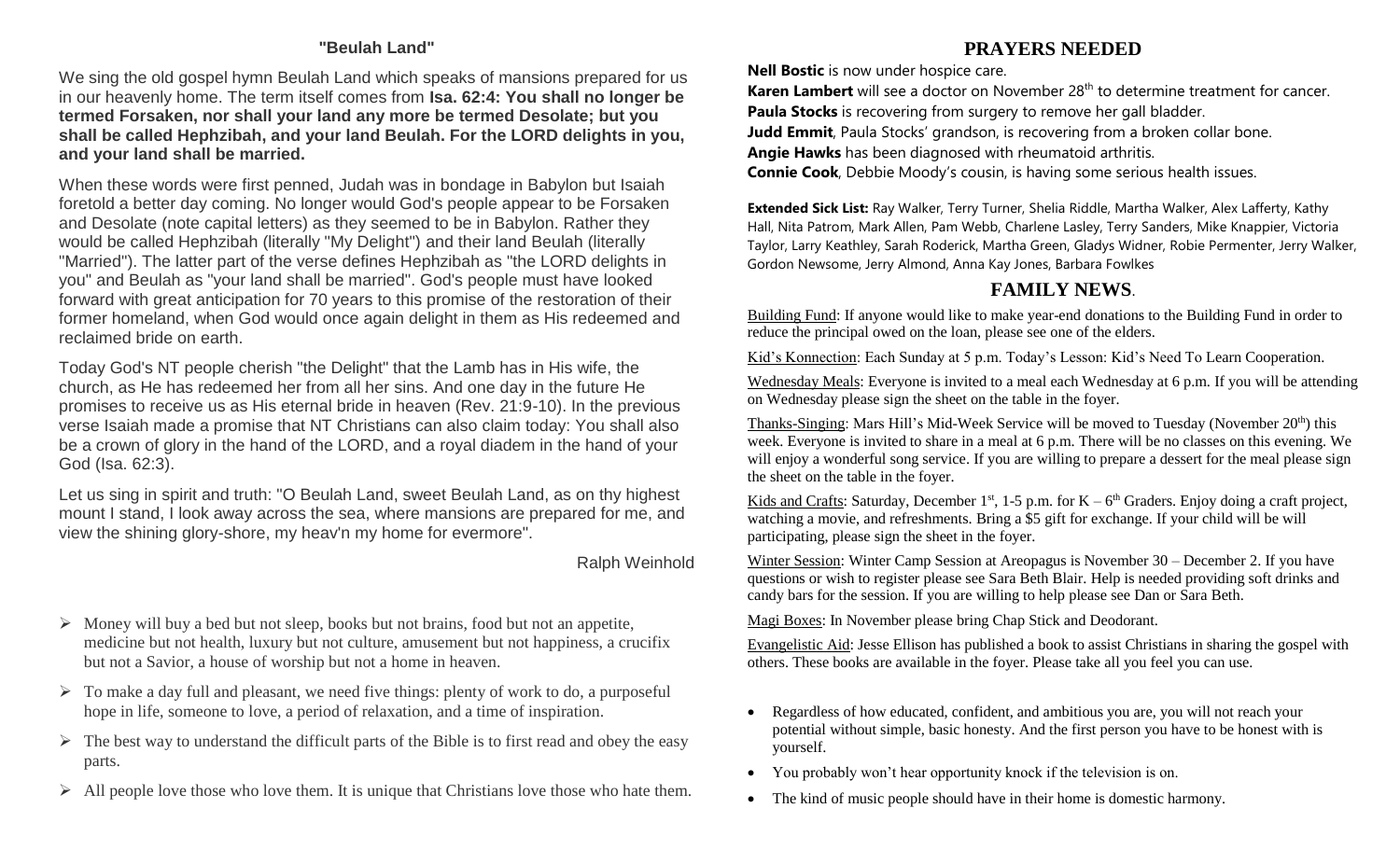## "Beulah Land"

We sing the old gospel hymn Beulah Land which speaks of mansions prepared for us in our heavenly home. The term itself comes from **Isa. 62:4: You shall no longer be termed Forsaken, nor shall your land any more be termed Desolate; but you shall be called Hephzibah, and your land Beulah. For the LORD delights in you, and your land shall be married.**

When these words were first penned, Judah was in bondage in Babylon but Isaiah foretold a better day coming. No longer would God's people appear to be Forsaken and Desolate (note capital letters) as they seemed to be in Babylon. Rather they would be called Hephzibah (literally "My Delight") and their land Beulah (literally "Married"). The latter part of the verse defines Hephzibah as "the LORD delights in you" and Beulah as "your land shall be married". God's people must have looked forward with great anticipation for 70 years to this promise of the restoration of their former homeland, when God would once again delight in them as His redeemed and reclaimed bride on earth.

Today God's NT people cherish "the Delight" that the Lamb has in His wife, the church, as He has redeemed her from all her sins. And one day in the future He promises to receive us as His eternal bride in heaven (Rev. 21:9-10). In the previous verse Isaiah made a promise that NT Christians can also claim today: You shall also be a crown of glory in the hand of the LORD, and a royal diadem in the hand of your God (Isa. 62:3).

Let us sing in spirit and truth: "O Beulah Land, sweet Beulah Land, as on thy highest mount I stand, I look away across the sea, where mansions are prepared for me, and view the shining glory-shore, my heav'n my home for evermore".

Ralph Weinhold

- Money will buy a bed but not sleep, books but not brains, food but not an appetite, medicine but not health, luxury but not culture, amusement but not happiness, a crucifix but not a Savior, a house of worship but not a home in heaven.
- To make a day full and pleasant, we need five things: plenty of work to do, a purposeful hope in life, someone to love, a period of relaxation, and a time of inspiration.
- The best way to understand the difficult parts of the Bible is to first read and obey the easy parts.
- All people love those who love them. It is unique that Christians love those who hate them.

## PRAYERS NEEDED

**Nell Bostic** is now under hospice care.
**Karen Lambert** will see a doctor on November 28th to determine treatment for cancer.
**Paula Stocks** is recovering from surgery to remove her gall bladder.
**Judd Emmit**, Paula Stocks' grandson, is recovering from a broken collar bone.
**Angie Hawks** has been diagnosed with rheumatoid arthritis.
**Connie Cook**, Debbie Moody's cousin, is having some serious health issues.

**Extended Sick List:** Ray Walker, Terry Turner, Shelia Riddle, Martha Walker, Alex Lafferty, Kathy Hall, Nita Patrom, Mark Allen, Pam Webb, Charlene Lasley, Terry Sanders, Mike Knappier, Victoria Taylor, Larry Keathley, Sarah Roderick, Martha Green, Gladys Widner, Robie Permenter, Jerry Walker, Gordon Newsome, Jerry Almond, Anna Kay Jones, Barbara Fowlkes

## FAMILY NEWS.

Building Fund: If anyone would like to make year-end donations to the Building Fund in order to reduce the principal owed on the loan, please see one of the elders.

Kid's Konnection: Each Sunday at 5 p.m. Today's Lesson: Kid's Need To Learn Cooperation.

Wednesday Meals: Everyone is invited to a meal each Wednesday at 6 p.m. If you will be attending on Wednesday please sign the sheet on the table in the foyer.

Thanks-Singing: Mars Hill's Mid-Week Service will be moved to Tuesday (November 20th) this week. Everyone is invited to share in a meal at 6 p.m. There will be no classes on this evening. We will enjoy a wonderful song service. If you are willing to prepare a dessert for the meal please sign the sheet on the table in the foyer.

Kids and Crafts: Saturday, December 1st, 1-5 p.m. for K – 6th Graders. Enjoy doing a craft project, watching a movie, and refreshments. Bring a $5 gift for exchange. If your child will be will participating, please sign the sheet in the foyer.

Winter Session: Winter Camp Session at Areopagus is November 30 – December 2. If you have questions or wish to register please see Sara Beth Blair. Help is needed providing soft drinks and candy bars for the session. If you are willing to help please see Dan or Sara Beth.

Magi Boxes: In November please bring Chap Stick and Deodorant.

Evangelistic Aid: Jesse Ellison has published a book to assist Christians in sharing the gospel with others. These books are available in the foyer. Please take all you feel you can use.

- Regardless of how educated, confident, and ambitious you are, you will not reach your potential without simple, basic honesty. And the first person you have to be honest with is yourself.
- You probably won't hear opportunity knock if the television is on.
- The kind of music people should have in their home is domestic harmony.